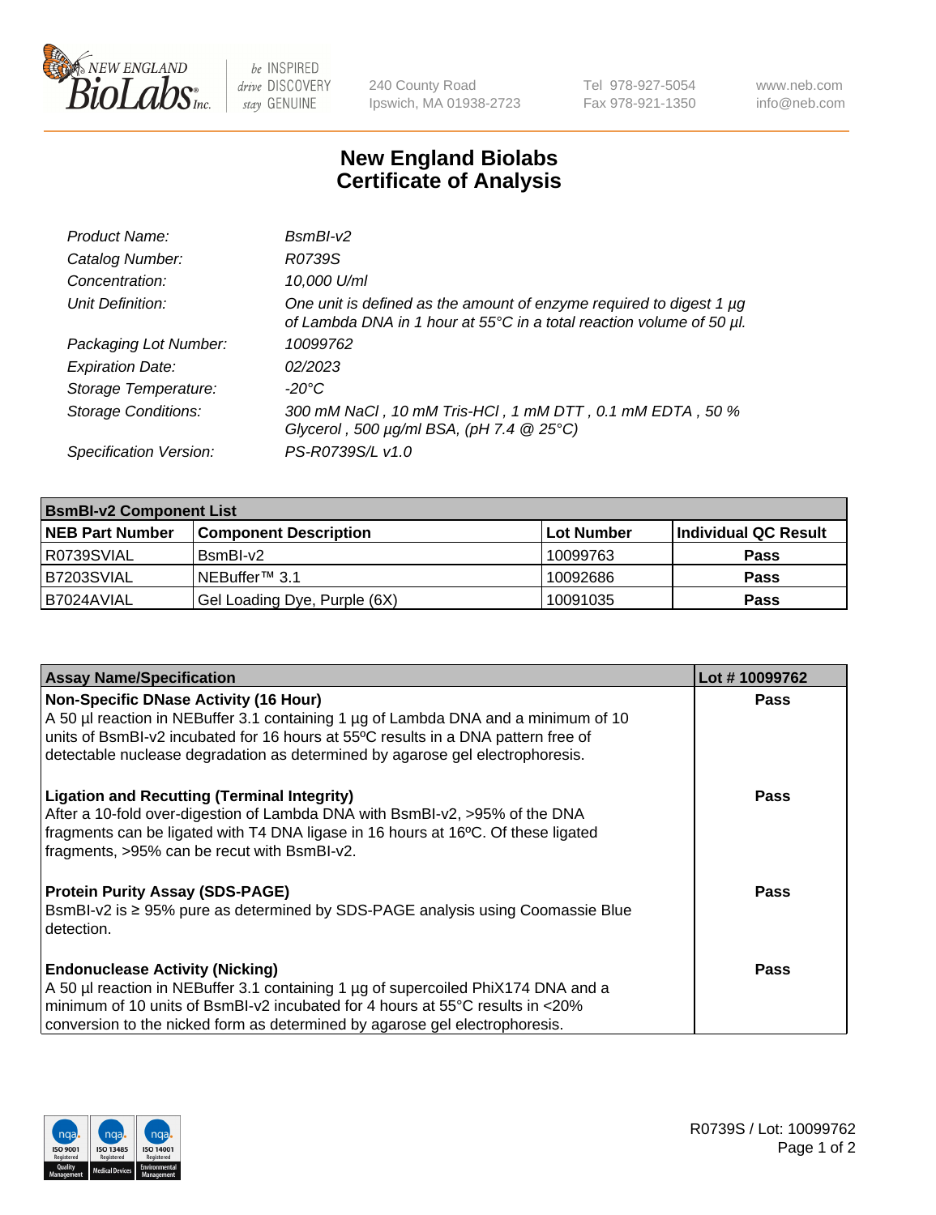New England BioLabs Inc. — be INSPIRED drive DISCOVERY stay GENUINE

240 County Road
Ipswich, MA 01938-2723

Tel 978-927-5054
Fax 978-921-1350

www.neb.com
info@neb.com

# New England Biolabs
# Certificate of Analysis

| | |
|---|---|
| *Product Name:* | *BsmBI-v2* |
| *Catalog Number:* | *R0739S* |
| *Concentration:* | *10,000 U/ml* |
| *Unit Definition:* | *One unit is defined as the amount of enzyme required to digest 1 µg of Lambda DNA in 1 hour at 55°C in a total reaction volume of 50 µl.* |
| *Packaging Lot Number:* | *10099762* |
| *Expiration Date:* | *02/2023* |
| *Storage Temperature:* | *-20°C* |
| *Storage Conditions:* | *300 mM NaCl , 10 mM Tris-HCl , 1 mM DTT , 0.1 mM EDTA , 50 % Glycerol , 500 µg/ml BSA, (pH 7.4 @ 25°C)* |
| *Specification Version:* | *PS-R0739S/L v1.0* |

| **BsmBI-v2 Component List** | | | |
|---|---|---|---|
| **NEB Part Number** | **Component Description** | **Lot Number** | **Individual QC Result** |
| R0739SVIAL | BsmBI-v2 | 10099763 | **Pass** |
| B7203SVIAL | NEBuffer™ 3.1 | 10092686 | **Pass** |
| B7024AVIAL | Gel Loading Dye, Purple (6X) | 10091035 | **Pass** |

| **Assay Name/Specification** | **Lot # 10099762** |
|---|---|
| **Non-Specific DNase Activity (16 Hour)** A 50 µl reaction in NEBuffer 3.1 containing 1 µg of Lambda DNA and a minimum of 10 units of BsmBI-v2 incubated for 16 hours at 55ºC results in a DNA pattern free of detectable nuclease degradation as determined by agarose gel electrophoresis. | **Pass** |
| **Ligation and Recutting (Terminal Integrity)** After a 10-fold over-digestion of Lambda DNA with BsmBI-v2, >95% of the DNA fragments can be ligated with T4 DNA ligase in 16 hours at 16ºC. Of these ligated fragments, >95% can be recut with BsmBI-v2. | **Pass** |
| **Protein Purity Assay (SDS-PAGE)** BsmBI-v2 is ≥ 95% pure as determined by SDS-PAGE analysis using Coomassie Blue detection. | **Pass** |
| **Endonuclease Activity (Nicking)** A 50 µl reaction in NEBuffer 3.1 containing 1 µg of supercoiled PhiX174 DNA and a minimum of 10 units of BsmBI-v2 incubated for 4 hours at 55°C results in <20% conversion to the nicked form as determined by agarose gel electrophoresis. | **Pass** |

R0739S / Lot: 10099762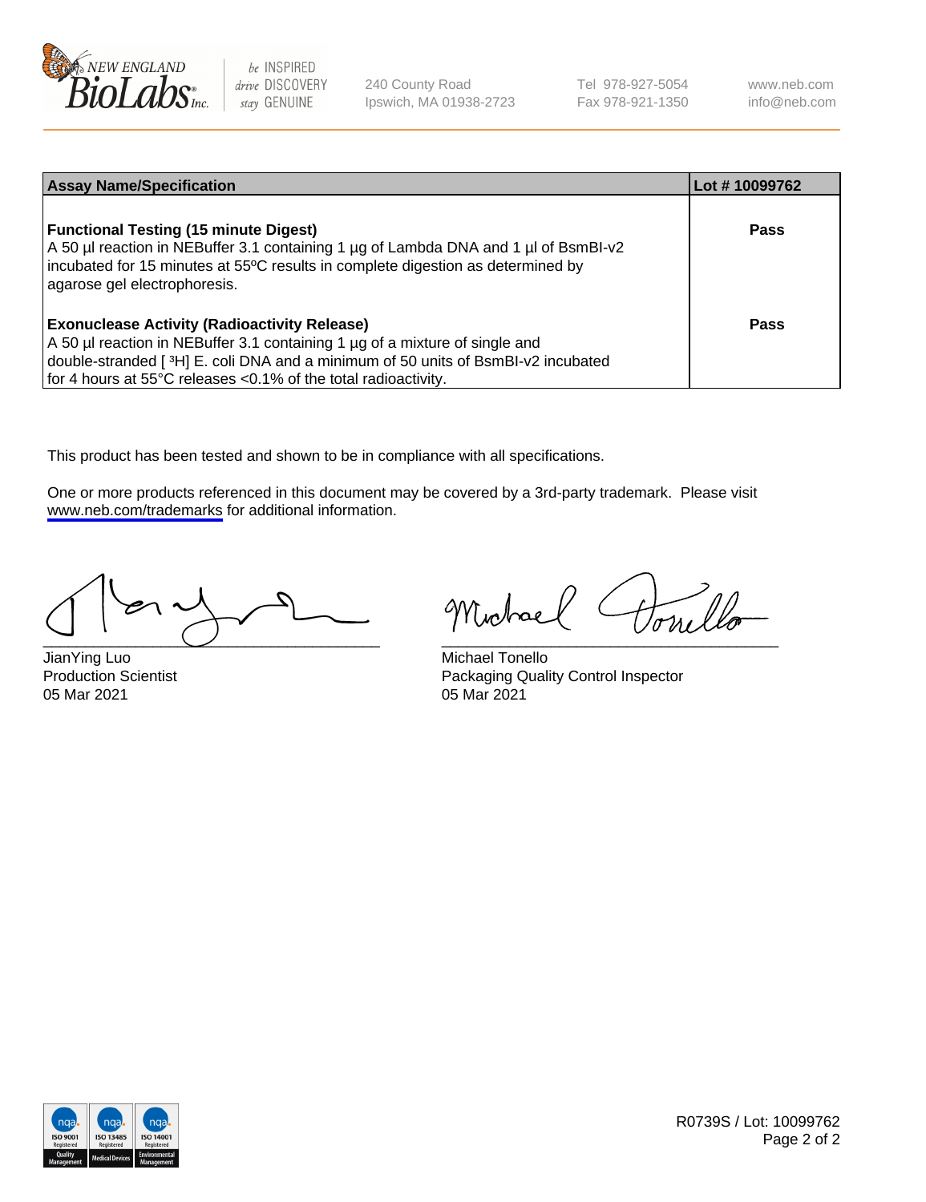| Assay Name/Specification | Lot # 10099762 |
|---|---|
| **Functional Testing (15 minute Digest)**<br>A 50 µl reaction in NEBuffer 3.1 containing 1 µg of Lambda DNA and 1 µl of BsmBI-v2 incubated for 15 minutes at 55ºC results in complete digestion as determined by agarose gel electrophoresis. | **Pass** |
| **Exonuclease Activity (Radioactivity Release)**<br>A 50 µl reaction in NEBuffer 3.1 containing 1 µg of a mixture of single and double-stranded [ $^3$H] E. coli DNA and a minimum of 50 units of BsmBI-v2 incubated for 4 hours at 55°C releases <0.1% of the total radioactivity. | **Pass** |

This product has been tested and shown to be in compliance with all specifications.

One or more products referenced in this document may be covered by a 3rd-party trademark. Please visit www.neb.com/trademarks for additional information.

JianYing Luo
Production Scientist
05 Mar 2021

Michael Tonello
Packaging Quality Control Inspector
05 Mar 2021

R0739S / Lot: 10099762